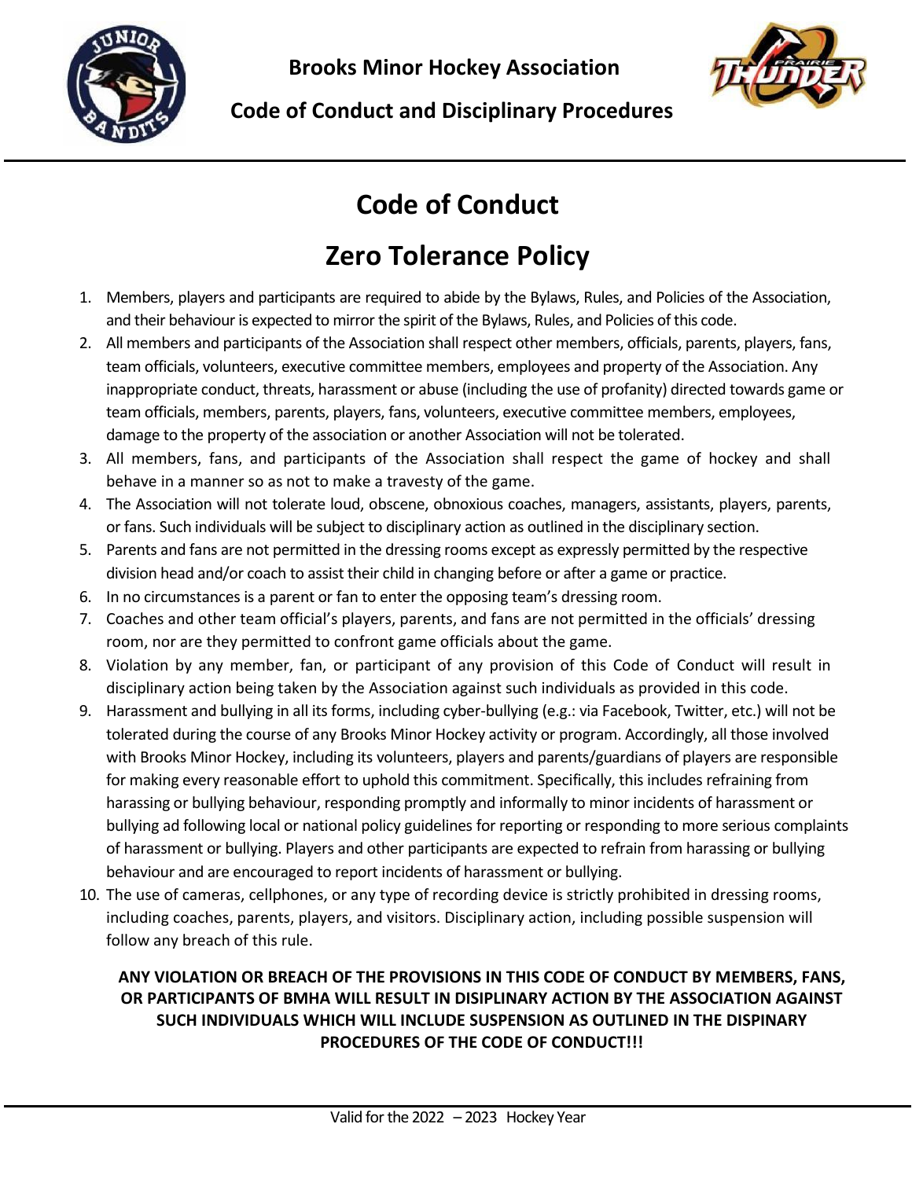# Code of Conduct

## Zero Tolerance Policy

1. Members, players and participants are required to abide by the Bylaws, Rules, and Policies of the Association, and their behaviour is expected to mirror the spirit of the Bylaws, Rules, and Policies of this code.
2. All members and participants of the Association shall respect other members, officials, parents, players, fans, team officials, volunteers, executive committee members, employees and property of the Association. Any inappropriate conduct, threats, harassment or abuse (including the use of profanity) directed towards game or team officials, members, parents, players, fans, volunteers, executive committee members, employees, damage to the property of the association or another Association will not be tolerated.
3. All members, fans, and participants of the Association shall respect the game of hockey and shall behave in a manner so as not to make a travesty of the game.
4. The Association will not tolerate loud, obscene, obnoxious coaches, managers, assistants, players, parents, or fans. Such individuals will be subject to disciplinary action as outlined in the disciplinary section.
5. Parents and fans are not permitted in the dressing rooms except as expressly permitted by the respective division head and/or coach to assist their child in changing before or after a game or practice.
6. In no circumstances is a parent or fan to enter the opposing team's dressing room.
7. Coaches and other team official's players, parents, and fans are not permitted in the officials' dressing room, nor are they permitted to confront game officials about the game.
8. Violation by any member, fan, or participant of any provision of this Code of Conduct will result in disciplinary action being taken by the Association against such individuals as provided in this code.
9. Harassment and bullying in all its forms, including cyber-bullying (e.g.: via Facebook, Twitter, etc.) will not be tolerated during the course of any Brooks Minor Hockey activity or program. Accordingly, all those involved with Brooks Minor Hockey, including its volunteers, players and parents/guardians of players are responsible for making every reasonable effort to uphold this commitment. Specifically, this includes refraining from harassing or bullying behaviour, responding promptly and informally to minor incidents of harassment or bullying ad following local or national policy guidelines for reporting or responding to more serious complaints of harassment or bullying. Players and other participants are expected to refrain from harassing or bullying behaviour and are encouraged to report incidents of harassment or bullying.
10. The use of cameras, cellphones, or any type of recording device is strictly prohibited in dressing rooms, including coaches, parents, players, and visitors. Disciplinary action, including possible suspension will follow any breach of this rule.

**ANY VIOLATION OR BREACH OF THE PROVISIONS IN THIS CODE OF CONDUCT BY MEMBERS, FANS, OR PARTICIPANTS OF BMHA WILL RESULT IN DISIPLINARY ACTION BY THE ASSOCIATION AGAINST SUCH INDIVIDUALS WHICH WILL INCLUDE SUSPENSION AS OUTLINED IN THE DISPINARY PROCEDURES OF THE CODE OF CONDUCT!!!**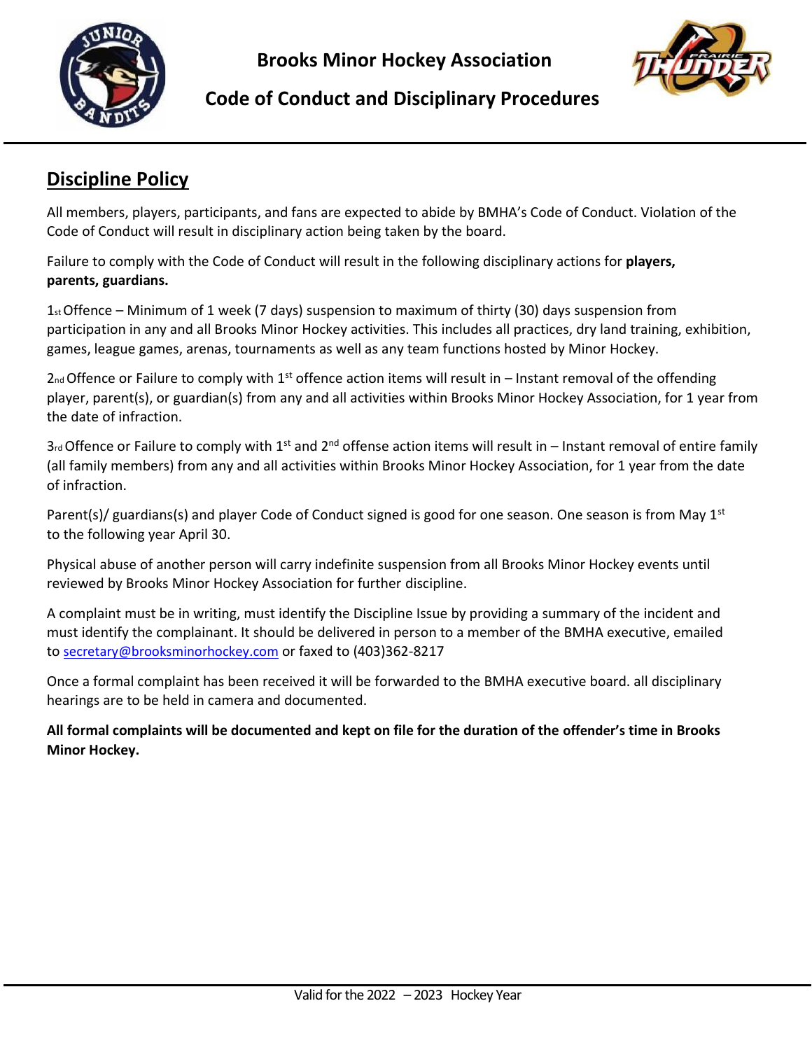## Discipline Policy

All members, players, participants, and fans are expected to abide by BMHA's Code of Conduct. Violation of the Code of Conduct will result in disciplinary action being taken by the board.

Failure to comply with the Code of Conduct will result in the following disciplinary actions for **players, parents, guardians.**

1st Offence – Minimum of 1 week (7 days) suspension to maximum of thirty (30) days suspension from participation in any and all Brooks Minor Hockey activities. This includes all practices, dry land training, exhibition, games, league games, arenas, tournaments as well as any team functions hosted by Minor Hockey.

2nd Offence or Failure to comply with 1st offence action items will result in – Instant removal of the offending player, parent(s), or guardian(s) from any and all activities within Brooks Minor Hockey Association, for 1 year from the date of infraction.

3rd Offence or Failure to comply with 1st and 2nd offense action items will result in – Instant removal of entire family (all family members) from any and all activities within Brooks Minor Hockey Association, for 1 year from the date of infraction.

Parent(s)/ guardians(s) and player Code of Conduct signed is good for one season. One season is from May 1st to the following year April 30.

Physical abuse of another person will carry indefinite suspension from all Brooks Minor Hockey events until reviewed by Brooks Minor Hockey Association for further discipline.

A complaint must be in writing, must identify the Discipline Issue by providing a summary of the incident and must identify the complainant. It should be delivered in person to a member of the BMHA executive, emailed to secretary@brooksminorhockey.com or faxed to (403)362-8217

Once a formal complaint has been received it will be forwarded to the BMHA executive board. all disciplinary hearings are to be held in camera and documented.

**All formal complaints will be documented and kept on file for the duration of the offender's time in Brooks Minor Hockey.**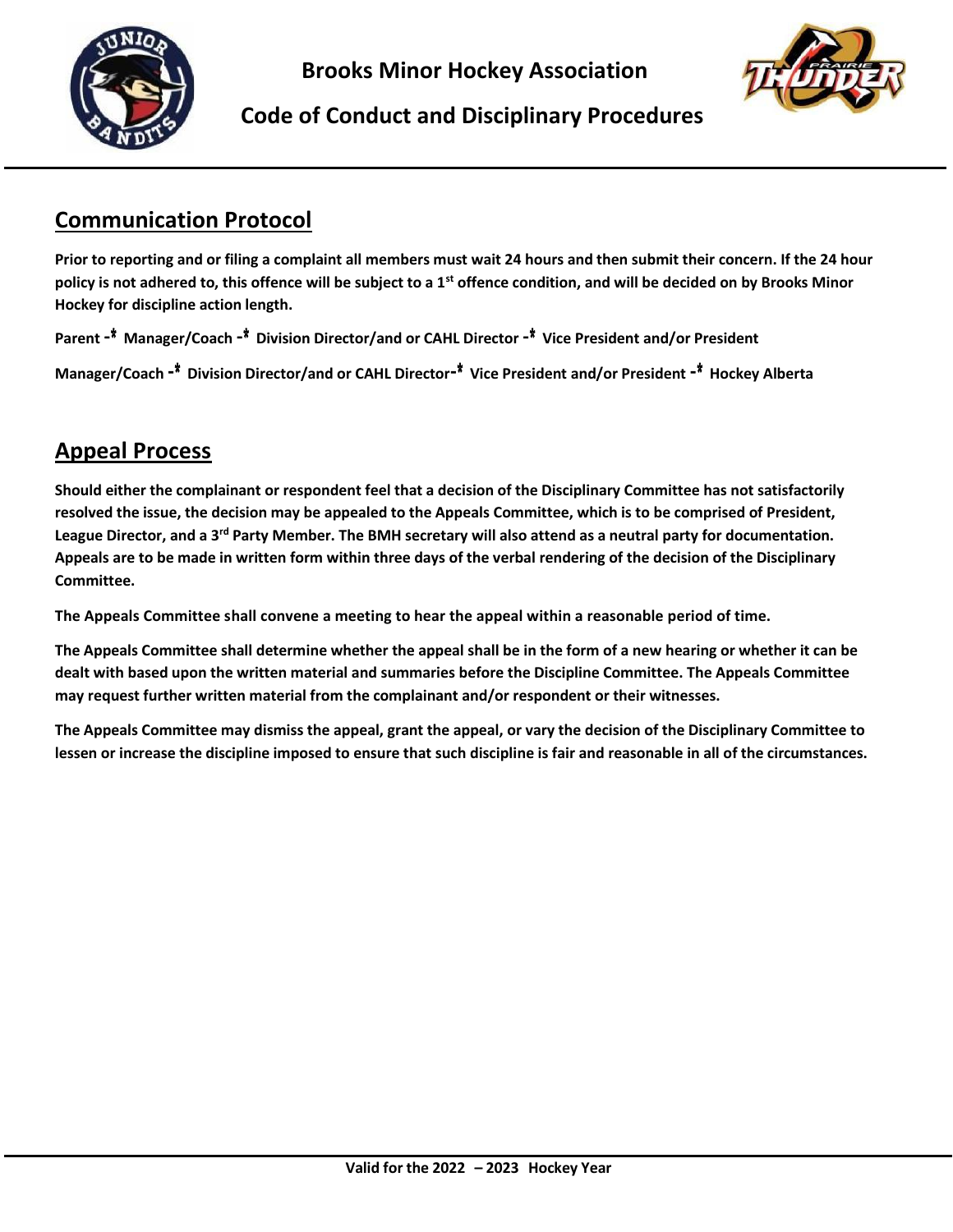## Communication Protocol

**Prior to reporting and or filing a complaint all members must wait 24 hours and then submit their concern. If the 24 hour policy is not adhered to, this offence will be subject to a 1st offence condition, and will be decided on by Brooks Minor Hockey for discipline action length.**

**Parent -→ Manager/Coach -→ Division Director/and or CAHL Director -→ Vice President and/or President**

**Manager/Coach -→ Division Director/and or CAHL Director-→ Vice President and/or President -→ Hockey Alberta**

## Appeal Process

**Should either the complainant or respondent feel that a decision of the Disciplinary Committee has not satisfactorily resolved the issue, the decision may be appealed to the Appeals Committee, which is to be comprised of President, League Director, and a 3rd Party Member. The BMH secretary will also attend as a neutral party for documentation. Appeals are to be made in written form within three days of the verbal rendering of the decision of the Disciplinary Committee.**

**The Appeals Committee shall convene a meeting to hear the appeal within a reasonable period of time.**

**The Appeals Committee shall determine whether the appeal shall be in the form of a new hearing or whether it can be dealt with based upon the written material and summaries before the Discipline Committee. The Appeals Committee may request further written material from the complainant and/or respondent or their witnesses.**

**The Appeals Committee may dismiss the appeal, grant the appeal, or vary the decision of the Disciplinary Committee to lessen or increase the discipline imposed to ensure that such discipline is fair and reasonable in all of the circumstances.**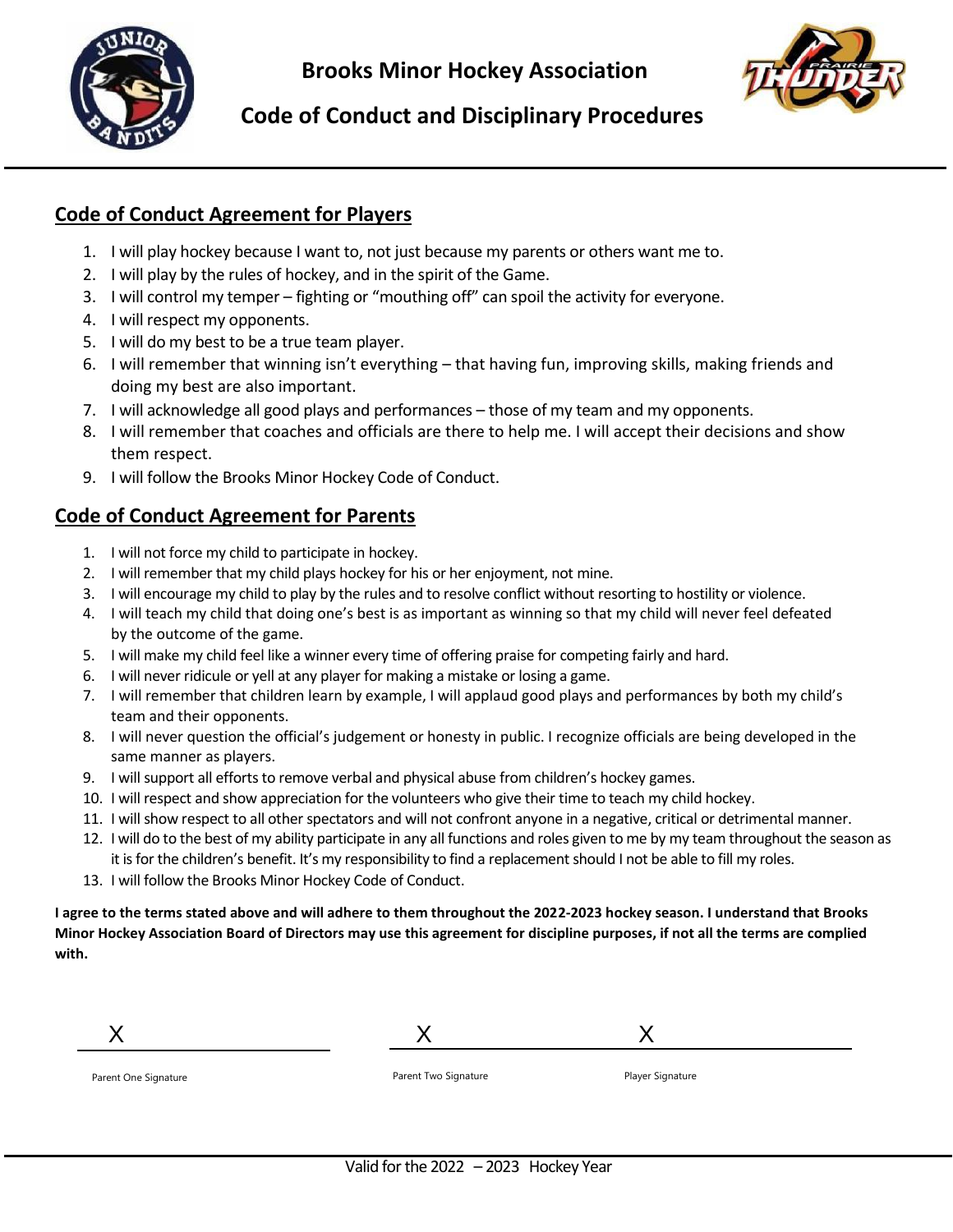# Brooks Minor Hockey Association

# Code of Conduct and Disciplinary Procedures

## Code of Conduct Agreement for Players

1. I will play hockey because I want to, not just because my parents or others want me to.
2. I will play by the rules of hockey, and in the spirit of the Game.
3. I will control my temper – fighting or "mouthing off" can spoil the activity for everyone.
4. I will respect my opponents.
5. I will do my best to be a true team player.
6. I will remember that winning isn't everything – that having fun, improving skills, making friends and doing my best are also important.
7. I will acknowledge all good plays and performances – those of my team and my opponents.
8. I will remember that coaches and officials are there to help me. I will accept their decisions and show them respect.
9. I will follow the Brooks Minor Hockey Code of Conduct.

## Code of Conduct Agreement for Parents

1. I will not force my child to participate in hockey.
2. I will remember that my child plays hockey for his or her enjoyment, not mine.
3. I will encourage my child to play by the rules and to resolve conflict without resorting to hostility or violence.
4. I will teach my child that doing one's best is as important as winning so that my child will never feel defeated by the outcome of the game.
5. I will make my child feel like a winner every time of offering praise for competing fairly and hard.
6. I will never ridicule or yell at any player for making a mistake or losing a game.
7. I will remember that children learn by example, I will applaud good plays and performances by both my child's team and their opponents.
8. I will never question the official's judgement or honesty in public. I recognize officials are being developed in the same manner as players.
9. I will support all efforts to remove verbal and physical abuse from children's hockey games.
10. I will respect and show appreciation for the volunteers who give their time to teach my child hockey.
11. I will show respect to all other spectators and will not confront anyone in a negative, critical or detrimental manner.
12. I will do to the best of my ability participate in any all functions and roles given to me by my team throughout the season as it is for the children's benefit. It's my responsibility to find a replacement should I not be able to fill my roles.
13. I will follow the Brooks Minor Hockey Code of Conduct.

**I agree to the terms stated above and will adhere to them throughout the 2022-2023 hockey season. I understand that Brooks Minor Hockey Association Board of Directors may use this agreement for discipline purposes, if not all the terms are complied with.**

X ______________________ X ______________________ X ______________________

Parent One Signature Parent Two Signature Player Signature

Valid for the 2022 – 2023 Hockey Year